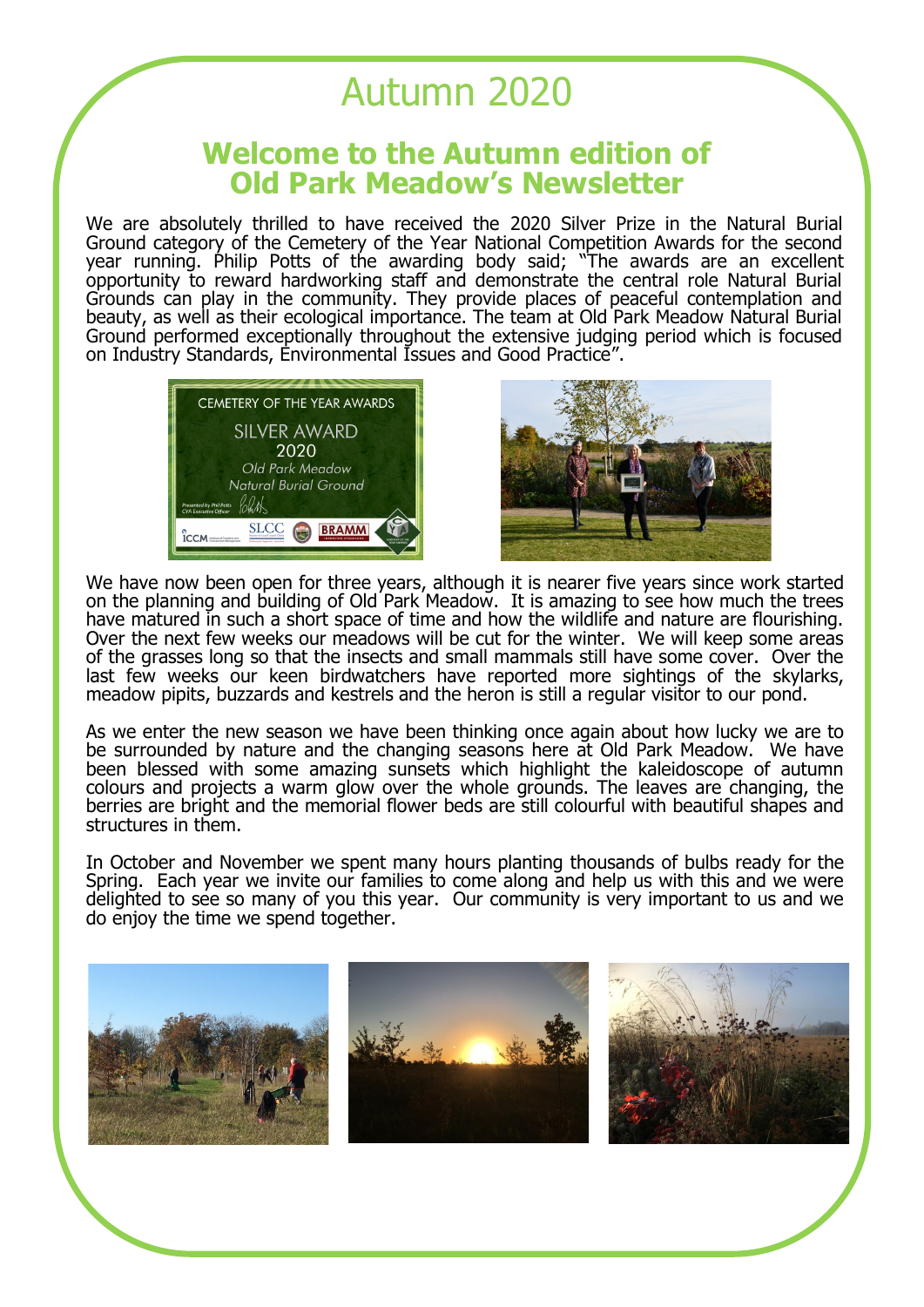# Autumn 2020

## Welcome to the Autumn edition of Old Park Meadow's Newsletter

We are absolutely thrilled to have received the 2020 Silver Prize in the Natural Burial Ground category of the Cemetery of the Year National Competition Awards for the second year running. Philip Potts of the awarding body said; "The awards are an excellent opportunity to reward hardworking staff and demonstrate the central role Natural Burial Grounds can play in the community. They provide places of peaceful contemplation and beauty, as well as their ecological importance. The team at Old Park Meadow Natural Burial Ground performed exceptionally throughout the extensive judging period which is focused on Industry Standards, Environmental Issues and Good Practice".

We have now been open for three years, although it is nearer five years since work started on the planning and building of Old Park Meadow. It is amazing to see how much the trees have matured in such a short space of time and how the wildlife and nature are flourishing. Over the next few weeks our meadows will be cut for the winter. We will keep some areas of the grasses long so that the insects and small mammals still have some cover. Over the last few weeks our keen birdwatchers have reported more sightings of the skylarks, meadow pipits, buzzards and kestrels and the heron is still a regular visitor to our pond.

As we enter the new season we have been thinking once again about how lucky we are to be surrounded by nature and the changing seasons here at Old Park Meadow. We have been blessed with some amazing sunsets which highlight the kaleidoscope of autumn colours and projects a warm glow over the whole grounds. The leaves are changing, the berries are bright and the memorial flower beds are still colourful with beautiful shapes and structures in them.

In October and November we spent many hours planting thousands of bulbs ready for the Spring. Each year we invite our families to come along and help us with this and we were delighted to see so many of you this year. Our community is very important to us and we do enjoy the time we spend together.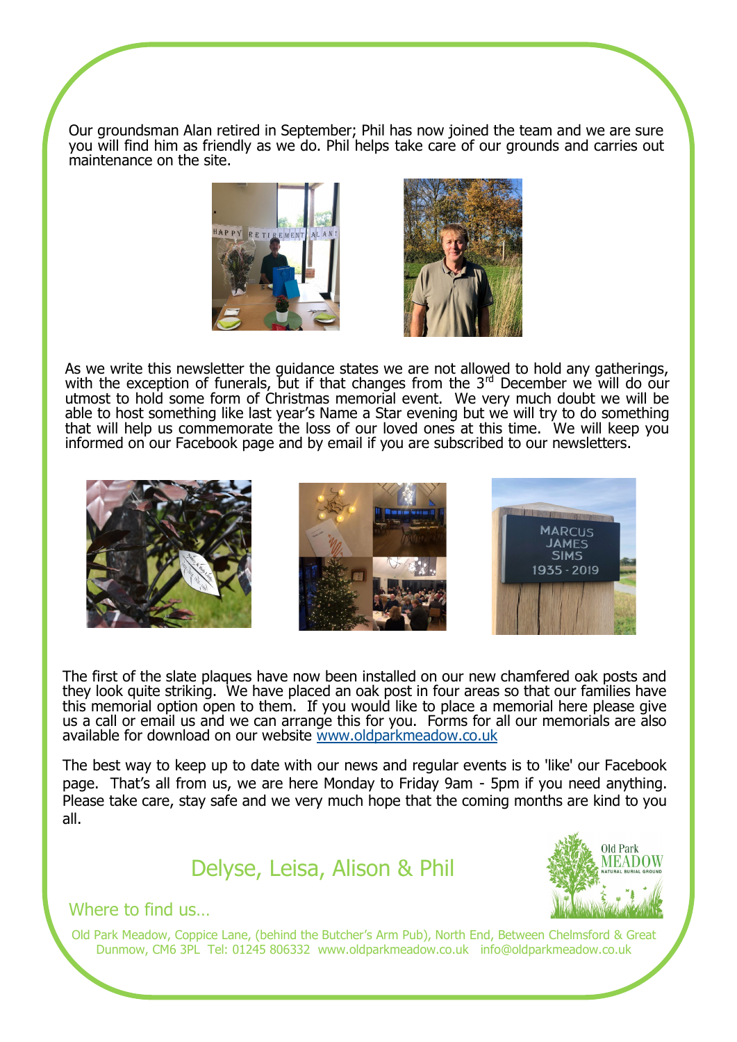Our groundsman Alan retired in September; Phil has now joined the team and we are sure you will find him as friendly as we do. Phil helps take care of our grounds and carries out maintenance on the site.

As we write this newsletter the guidance states we are not allowed to hold any gatherings, with the exception of funerals, but if that changes from the 3rd December we will do our utmost to hold some form of Christmas memorial event. We very much doubt we will be able to host something like last year's Name a Star evening but we will try to do something that will help us commemorate the loss of our loved ones at this time. We will keep you informed on our Facebook page and by email if you are subscribed to our newsletters.

The first of the slate plaques have now been installed on our new chamfered oak posts and they look quite striking. We have placed an oak post in four areas so that our families have this memorial option open to them. If you would like to place a memorial here please give us a call or email us and we can arrange this for you. Forms for all our memorials are also available for download on our website [www.oldparkmeadow.co.uk](http://www.oldparkmeadow.co.uk)

The best way to keep up to date with our news and regular events is to 'like' our Facebook page. That's all from us, we are here Monday to Friday 9am - 5pm if you need anything. Please take care, stay safe and we very much hope that the coming months are kind to you all.

## Delyse, Leisa, Alison & Phil

Old Park MEADOW NATURAL BURIAL GROUND

### Where to find us…

Old Park Meadow, Coppice Lane, (behind the Butcher's Arm Pub), North End, Between Chelmsford & Great Dunmow, CM6 3PL Tel: 01245 806332 www.oldparkmeadow.co.uk info@oldparkmeadow.co.uk